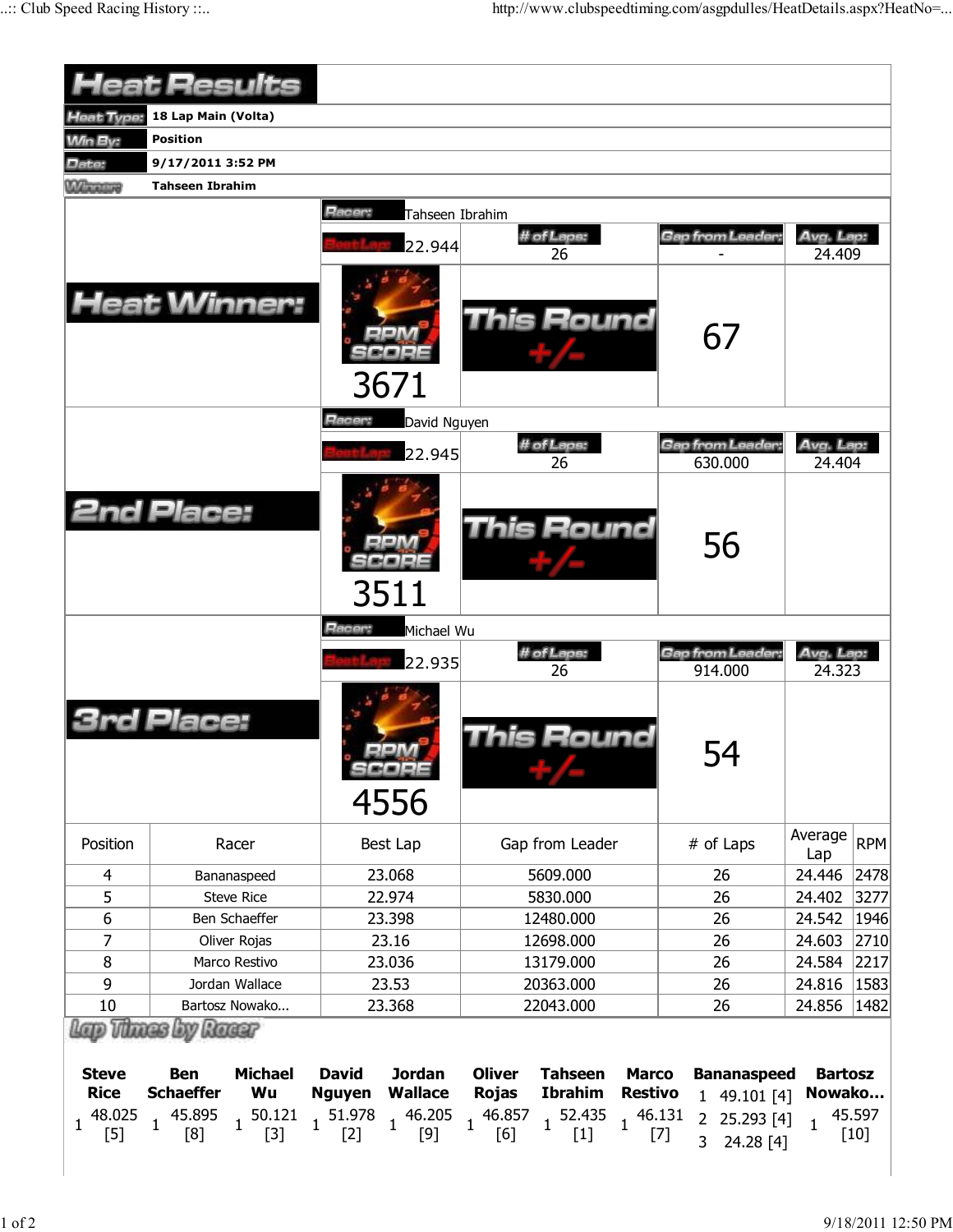# Heat Results

| | |
|---|---|
| Heat Type: | 18 Lap Main (Volta) |
| Win By: | Position |
| Date: | 9/17/2011 3:52 PM |
| Winner: | Tahseen Ibrahim |

## Heat Winner:

Racer: Tahseen Ibrahim

| Best Lap: | # of Laps: | Gap from Leader: | Avg. Lap: |
|---|---|---|---|
| 22.944 | 26 | - | 24.409 |

RPM SCORE: 3671

This Round +/-: 67

## 2nd Place:

Racer: David Nguyen

| Best Lap: | # of Laps: | Gap from Leader: | Avg. Lap: |
|---|---|---|---|
| 22.945 | 26 | 630.000 | 24.404 |

RPM SCORE: 3511

This Round +/-: 56

## 3rd Place:

Racer: Michael Wu

| Best Lap: | # of Laps: | Gap from Leader: | Avg. Lap: |
|---|---|---|---|
| 22.935 | 26 | 914.000 | 24.323 |

RPM SCORE: 4556

This Round +/-: 54

| Position | Racer | Best Lap | Gap from Leader | # of Laps | Average Lap | RPM |
|---|---|---|---|---|---|---|
| 4 | Bananaspeed | 23.068 | 5609.000 | 26 | 24.446 | 2478 |
| 5 | Steve Rice | 22.974 | 5830.000 | 26 | 24.402 | 3277 |
| 6 | Ben Schaeffer | 23.398 | 12480.000 | 26 | 24.542 | 1946 |
| 7 | Oliver Rojas | 23.16 | 12698.000 | 26 | 24.603 | 2710 |
| 8 | Marco Restivo | 23.036 | 13179.000 | 26 | 24.584 | 2217 |
| 9 | Jordan Wallace | 23.53 | 20363.000 | 26 | 24.816 | 1583 |
| 10 | Bartosz Nowako... | 23.368 | 22043.000 | 26 | 24.856 | 1482 |

## Lap Times by Racer

| Steve Rice | Ben Schaeffer | Michael Wu | David Nguyen | Jordan Wallace | Oliver Rojas | Tahseen Ibrahim | Marco Restivo | Bananaspeed | Bartosz Nowako... |
|---|---|---|---|---|---|---|---|---|---|
| 1 48.025 [5] | 1 45.895 [8] | 1 50.121 [3] | 1 51.978 [2] | 1 46.205 [9] | 1 46.857 [6] | 1 52.435 [1] | 1 46.131 [7] | 1 49.101 [4] | 1 45.597 [10] |
| | | | | | | | | 2 25.293 [4] | |
| | | | | | | | | 3 24.28 [4] | |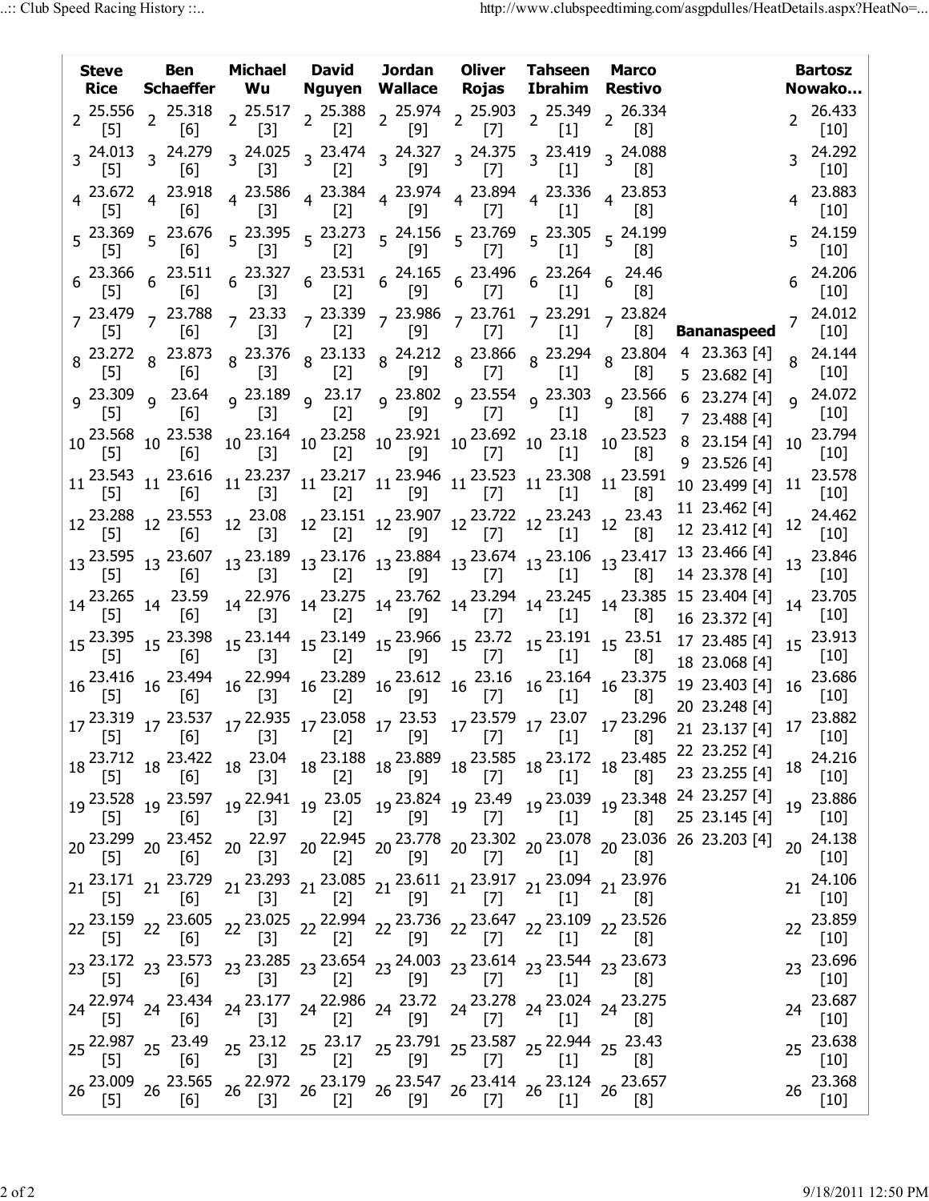| Steve Rice | Ben Schaeffer | Michael Wu | David Nguyen | Jordan Wallace | Oliver Rojas | Tahseen Ibrahim | Marco Restivo | Bananaspeed | Bartosz Nowako... |
|---|---|---|---|---|---|---|---|---|---|
| 2 25.556 [5] | 2 25.318 [6] | 2 25.517 [3] | 2 25.388 [2] | 2 25.974 [9] | 2 25.903 [7] | 2 25.349 [1] | 2 26.334 [8] | | 2 26.433 [10] |
| 3 24.013 [5] | 3 24.279 [6] | 3 24.025 [3] | 3 23.474 [2] | 3 24.327 [9] | 3 24.375 [7] | 3 23.419 [1] | 3 24.088 [8] | | 3 24.292 [10] |
| 4 23.672 [5] | 4 23.918 [6] | 4 23.586 [3] | 4 23.384 [2] | 4 23.974 [9] | 4 23.894 [7] | 4 23.336 [1] | 4 23.853 [8] | 4 23.363 [4] | 4 23.883 [10] |
| 5 23.369 [5] | 5 23.676 [6] | 5 23.395 [3] | 5 23.273 [2] | 5 24.156 [9] | 5 23.769 [7] | 5 23.305 [1] | 5 24.199 [8] | 5 23.682 [4] | 5 24.159 [10] |
| 6 23.366 [5] | 6 23.511 [6] | 6 23.327 [3] | 6 23.531 [2] | 6 24.165 [9] | 6 23.496 [7] | 6 23.264 [1] | 6 24.46 [8] | 6 23.274 [4] | 6 24.206 [10] |
| 7 23.479 [5] | 7 23.788 [6] | 7 23.33 [3] | 7 23.339 [2] | 7 23.986 [9] | 7 23.761 [7] | 7 23.291 [1] | 7 23.824 [8] | 7 23.488 [4] | 7 24.012 [10] |
| 8 23.272 [5] | 8 23.873 [6] | 8 23.376 [3] | 8 23.133 [2] | 8 24.212 [9] | 8 23.866 [7] | 8 23.294 [1] | 8 23.804 [8] | 8 23.154 [4] | 8 24.144 [10] |
| 9 23.309 [5] | 9 23.64 [6] | 9 23.189 [3] | 9 23.17 [2] | 9 23.802 [9] | 9 23.554 [7] | 9 23.303 [1] | 9 23.566 [8] | 9 23.526 [4] | 9 24.072 [10] |
| 10 23.568 [5] | 10 23.538 [6] | 10 23.164 [3] | 10 23.258 [2] | 10 23.921 [9] | 10 23.692 [7] | 10 23.18 [1] | 10 23.523 [8] | 10 23.499 [4] | 10 23.794 [10] |
| 11 23.543 [5] | 11 23.616 [6] | 11 23.237 [3] | 11 23.217 [2] | 11 23.946 [9] | 11 23.523 [7] | 11 23.308 [1] | 11 23.591 [8] | 11 23.462 [4] | 11 23.578 [10] |
| 12 23.288 [5] | 12 23.553 [6] | 12 23.08 [3] | 12 23.151 [2] | 12 23.907 [9] | 12 23.722 [7] | 12 23.243 [1] | 12 23.43 [8] | 12 23.412 [4] | 12 24.462 [10] |
| 13 23.595 [5] | 13 23.607 [6] | 13 23.189 [3] | 13 23.176 [2] | 13 23.884 [9] | 13 23.674 [7] | 13 23.106 [1] | 13 23.417 [8] | 13 23.466 [4] | 13 23.846 [10] |
| 14 23.265 [5] | 14 23.59 [6] | 14 22.976 [3] | 14 23.275 [2] | 14 23.762 [9] | 14 23.294 [7] | 14 23.245 [1] | 14 23.385 [8] | 14 23.378 [4] | 14 23.705 [10] |
| 15 23.395 [5] | 15 23.398 [6] | 15 23.144 [3] | 15 23.149 [2] | 15 23.966 [9] | 15 23.72 [7] | 15 23.191 [1] | 15 23.51 [8] | 15 23.404 [4] | 15 23.913 [10] |
| 16 23.416 [5] | 16 23.494 [6] | 16 22.994 [3] | 16 23.289 [2] | 16 23.612 [9] | 16 23.16 [7] | 16 23.164 [1] | 16 23.375 [8] | 16 23.372 [4] | 16 23.686 [10] |
| 17 23.319 [5] | 17 23.537 [6] | 17 22.935 [3] | 17 23.058 [2] | 17 23.53 [9] | 17 23.579 [7] | 17 23.07 [1] | 17 23.296 [8] | 17 23.485 [4] | 17 23.882 [10] |
| 18 23.712 [5] | 18 23.422 [6] | 18 23.04 [3] | 18 23.188 [2] | 18 23.889 [9] | 18 23.585 [7] | 18 23.172 [1] | 18 23.485 [8] | 18 23.068 [4] | 18 24.216 [10] |
| 19 23.528 [5] | 19 23.597 [6] | 19 22.941 [3] | 19 23.05 [2] | 19 23.824 [9] | 19 23.49 [7] | 19 23.039 [1] | 19 23.348 [8] | 19 23.403 [4] | 19 23.886 [10] |
| 20 23.299 [5] | 20 23.452 [6] | 20 22.97 [3] | 20 22.945 [2] | 20 23.778 [9] | 20 23.302 [7] | 20 23.078 [1] | 20 23.036 [8] | 20 23.248 [4] | 20 24.138 [10] |
| 21 23.171 [5] | 21 23.729 [6] | 21 23.293 [3] | 21 23.085 [2] | 21 23.611 [9] | 21 23.917 [7] | 21 23.094 [1] | 21 23.976 [8] | 21 23.137 [4] | 21 24.106 [10] |
| 22 23.159 [5] | 22 23.605 [6] | 22 23.025 [3] | 22 22.994 [2] | 22 23.736 [9] | 22 23.647 [7] | 22 23.109 [1] | 22 23.526 [8] | 22 23.252 [4] | 22 23.859 [10] |
| 23 23.172 [5] | 23 23.573 [6] | 23 23.285 [3] | 23 23.654 [2] | 23 24.003 [9] | 23 23.614 [7] | 23 23.544 [1] | 23 23.673 [8] | 23 23.255 [4] | 23 23.696 [10] |
| 24 22.974 [5] | 24 23.434 [6] | 24 23.177 [3] | 24 22.986 [2] | 24 23.72 [9] | 24 23.278 [7] | 24 23.024 [1] | 24 23.275 [8] | 24 23.257 [4] | 24 23.687 [10] |
| 25 22.987 [5] | 25 23.49 [6] | 25 23.12 [3] | 25 23.17 [2] | 25 23.791 [9] | 25 23.587 [7] | 25 22.944 [1] | 25 23.43 [8] | 25 23.145 [4] | 25 23.638 [10] |
| 26 23.009 [5] | 26 23.565 [6] | 26 22.972 [3] | 26 23.179 [2] | 26 23.547 [9] | 26 23.414 [7] | 26 23.124 [1] | 26 23.657 [8] | 26 23.203 [4] | 26 23.368 [10] |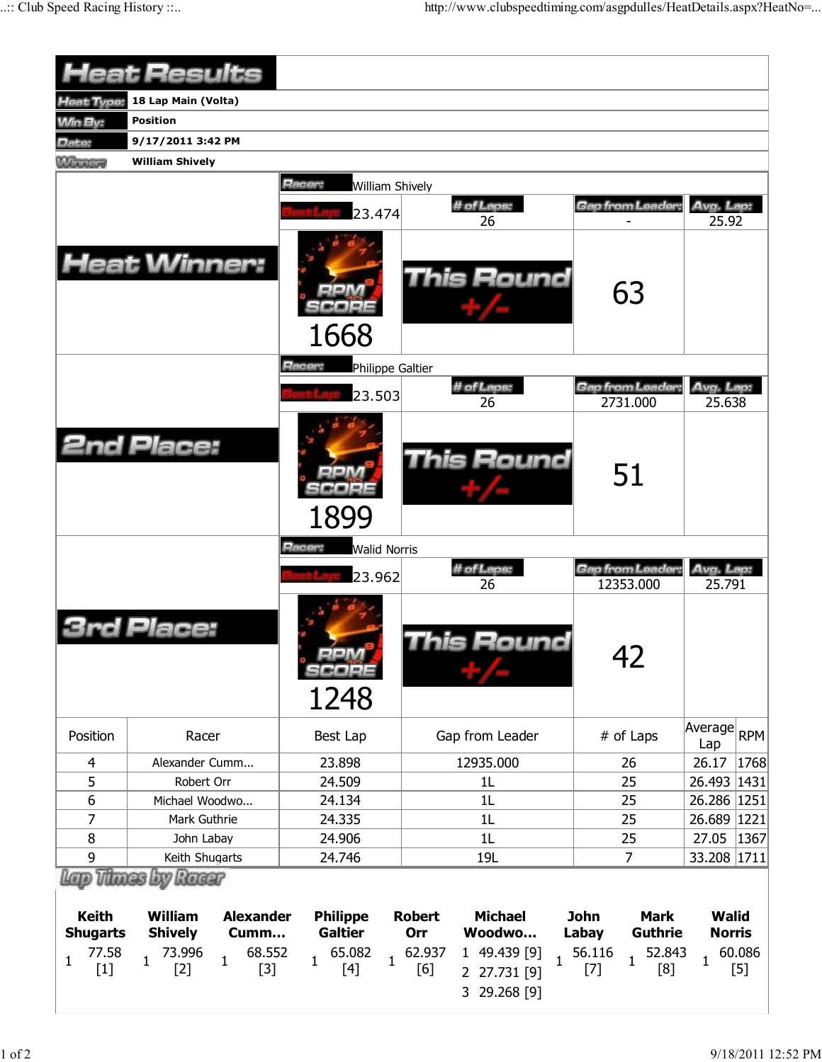# Heat Results

| | |
|---|---|
| **Heat Type:** | **18 Lap Main (Volta)** |
| **Win By:** | **Position** |
| **Date:** | **9/17/2011 3:42 PM** |
| **Winner:** | **William Shively** |

## Heat Winner:

**Racer:** William Shively

| Best Lap | # of Laps | Gap from Leader | Avg. Lap |
|---|---|---|---|
| 23.474 | 26 | - | 25.92 |

RPM SCORE: 1668

This Round +/-: 63

## 2nd Place:

**Racer:** Philippe Galtier

| Best Lap | # of Laps | Gap from Leader | Avg. Lap |
|---|---|---|---|
| 23.503 | 26 | 2731.000 | 25.638 |

RPM SCORE: 1899

This Round +/-: 51

## 3rd Place:

**Racer:** Walid Norris

| Best Lap | # of Laps | Gap from Leader | Avg. Lap |
|---|---|---|---|
| 23.962 | 26 | 12353.000 | 25.791 |

RPM SCORE: 1248

This Round +/-: 42

| Position | Racer | Best Lap | Gap from Leader | # of Laps | Average Lap | RPM |
|---|---|---|---|---|---|---|
| 4 | Alexander Cumm... | 23.898 | 12935.000 | 26 | 26.17 | 1768 |
| 5 | Robert Orr | 24.509 | 1L | 25 | 26.493 | 1431 |
| 6 | Michael Woodwo... | 24.134 | 1L | 25 | 26.286 | 1251 |
| 7 | Mark Guthrie | 24.335 | 1L | 25 | 26.689 | 1221 |
| 8 | John Labay | 24.906 | 1L | 25 | 27.05 | 1367 |
| 9 | Keith Shugarts | 24.746 | 19L | 7 | 33.208 | 1711 |

## Lap Times by Racer

| Keith Shugarts | William Shively | Alexander Cumm... | Philippe Galtier | Robert Orr | Michael Woodwo... | John Labay | Mark Guthrie | Walid Norris |
|---|---|---|---|---|---|---|---|---|
| 1 77.58 [1] | 1 73.996 [2] | 1 68.552 [3] | 1 65.082 [4] | 1 62.937 [6] | 1 49.439 [9] | 1 56.116 [7] | 1 52.843 [8] | 1 60.086 [5] |
| | | | | | 2 27.731 [9] | | | |
| | | | | | 3 29.268 [9] | | | |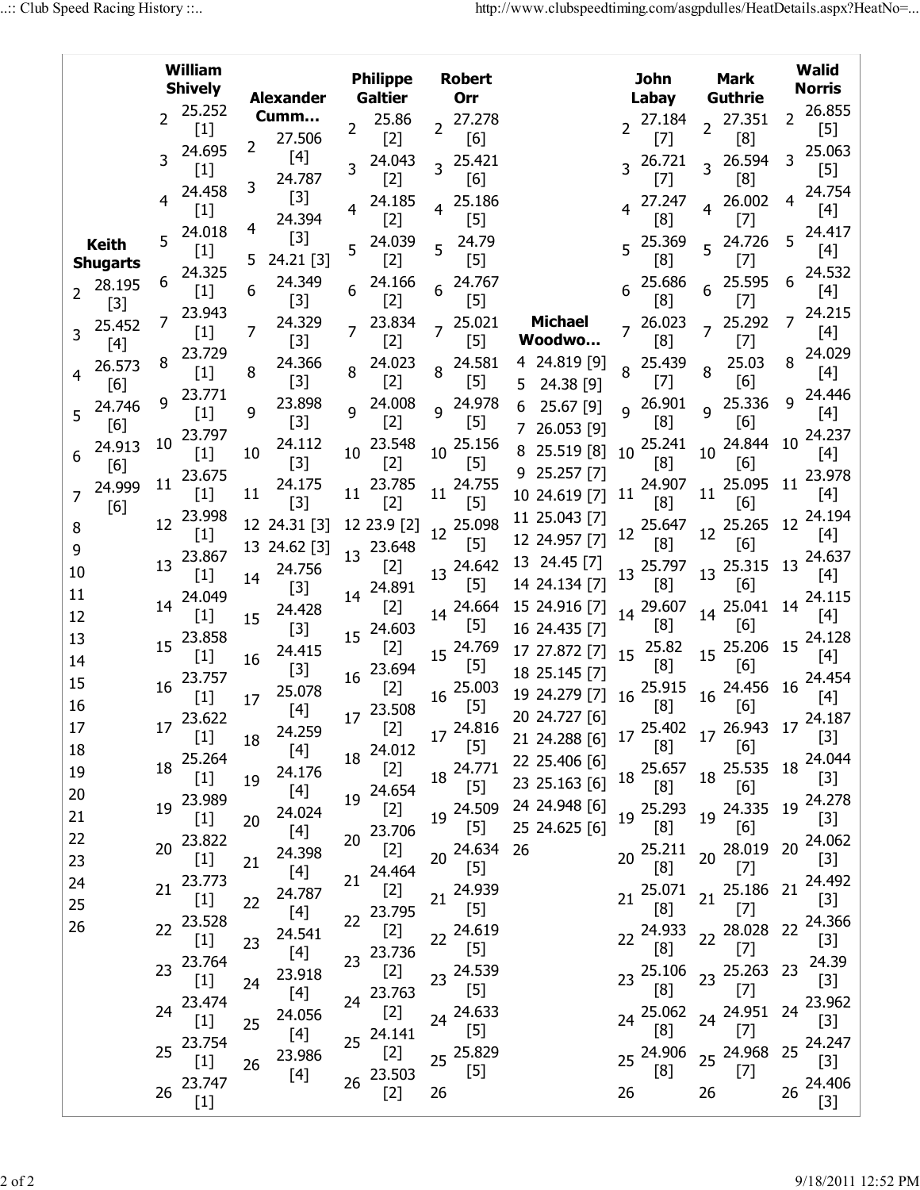| Lap | Keith Shugarts | William Shively | Alexander Cumm... | Philippe Galtier | Robert Orr | Michael Woodwo... | John Labay | Mark Guthrie | Walid Norris |
|---|---|---|---|---|---|---|---|---|---|
| 2 | 28.195 [3] | 25.252 [1] | 27.506 [4] | 25.86 [2] | 27.278 [6] | | 27.184 [7] | 27.351 [8] | 26.855 [5] |
| 3 | 25.452 [4] | 24.695 [1] | 24.787 [3] | 24.043 [2] | 25.421 [6] | | 26.721 [7] | 26.594 [8] | 25.063 [5] |
| 4 | 26.573 [6] | 24.458 [1] | 24.394 [3] | 24.185 [2] | 25.186 [5] | 24.819 [9] | 27.247 [8] | 26.002 [7] | 24.754 [4] |
| 5 | 24.746 [6] | 24.018 [1] | 24.21 [3] | 24.039 [2] | 24.79 [5] | 24.38 [9] | 25.369 [8] | 24.726 [7] | 24.417 [4] |
| 6 | 24.913 [6] | 24.325 [1] | 24.349 [3] | 24.166 [2] | 24.767 [5] | 25.67 [9] | 25.686 [8] | 25.595 [7] | 24.532 [4] |
| 7 | 24.999 [6] | 23.943 [1] | 24.329 [3] | 23.834 [2] | 25.021 [5] | 26.053 [9] | 26.023 [8] | 25.292 [7] | 24.215 [4] |
| 8 | | 23.729 [1] | 24.366 [3] | 24.023 [2] | 24.581 [5] | 25.519 [8] | 25.439 [7] | 25.03 [6] | 24.029 [4] |
| 9 | | 23.771 [1] | 23.898 [3] | 24.008 [2] | 24.978 [5] | 25.257 [7] | 26.901 [8] | 25.336 [6] | 24.446 [4] |
| 10 | | 23.797 [1] | 24.112 [3] | 23.548 [2] | 25.156 [5] | 24.619 [7] | 25.241 [8] | 24.844 [6] | 24.237 [4] |
| 11 | | 23.675 [1] | 24.175 [3] | 23.785 [2] | 24.755 [5] | 25.043 [7] | 24.907 [8] | 25.095 [6] | 23.978 [4] |
| 12 | | 23.998 [1] | 24.31 [3] | 23.9 [2] | 25.098 [5] | 24.957 [7] | 25.647 [8] | 25.265 [6] | 24.194 [4] |
| 13 | | 23.867 [1] | 24.62 [3] | 23.648 [2] | 24.642 [5] | 24.45 [7] | 25.797 [8] | 25.315 [6] | 24.637 [4] |
| 14 | | 24.049 [1] | 24.756 [3] | 24.891 [2] | 24.664 [5] | 24.134 [7] | 29.607 [8] | 25.041 [6] | 24.115 [4] |
| 15 | | 23.858 [1] | 24.428 [3] | 24.603 [2] | 24.769 [5] | 24.916 [7] | 25.82 [8] | 25.206 [6] | 24.128 [4] |
| 16 | | 23.757 [1] | 24.415 [3] | 23.694 [2] | 25.003 [5] | 24.435 [7] | 25.915 [8] | 24.456 [6] | 24.454 [4] |
| 17 | | 23.622 [1] | 25.078 [4] | 23.508 [2] | 24.816 [5] | 27.872 [7] | 25.402 [8] | 26.943 [6] | 24.187 [3] |
| 18 | | 25.264 [1] | 24.259 [4] | 24.012 [2] | 24.771 [5] | 25.145 [7] | 25.657 [8] | 25.535 [6] | 24.044 [3] |
| 19 | | 23.989 [1] | 24.176 [4] | 24.654 [2] | 24.509 [5] | 24.279 [7] | 25.293 [8] | 24.335 [6] | 24.278 [3] |
| 20 | | 23.822 [1] | 24.024 [4] | 23.706 [2] | 24.634 [5] | 24.727 [6] | 25.211 [8] | 28.019 [7] | 24.062 [3] |
| 21 | | 23.773 [1] | 24.398 [4] | 24.464 [2] | 24.939 [5] | 24.288 [6] | 25.071 [8] | 25.186 [7] | 24.492 [3] |
| 22 | | 23.528 [1] | 24.787 [4] | 23.795 [2] | 24.619 [5] | 25.406 [6] | 24.933 [8] | 28.028 [7] | 24.366 [3] |
| 23 | | 23.764 [1] | 24.541 [4] | 23.736 [2] | 24.539 [5] | 25.163 [6] | 25.106 [8] | 25.263 [7] | 24.39 [3] |
| 24 | | 23.474 [1] | 23.918 [4] | 23.763 [2] | 24.633 [5] | 24.948 [6] | 25.062 [8] | 24.951 [7] | 23.962 [3] |
| 25 | | 23.754 [1] | 24.056 [4] | 24.141 [2] | 25.829 [5] | 24.625 [6] | 24.906 [8] | 24.968 [7] | 24.247 [3] |
| 26 | | 23.747 [1] | 23.986 [4] | 23.503 [2] | | | | | 24.406 [3] |